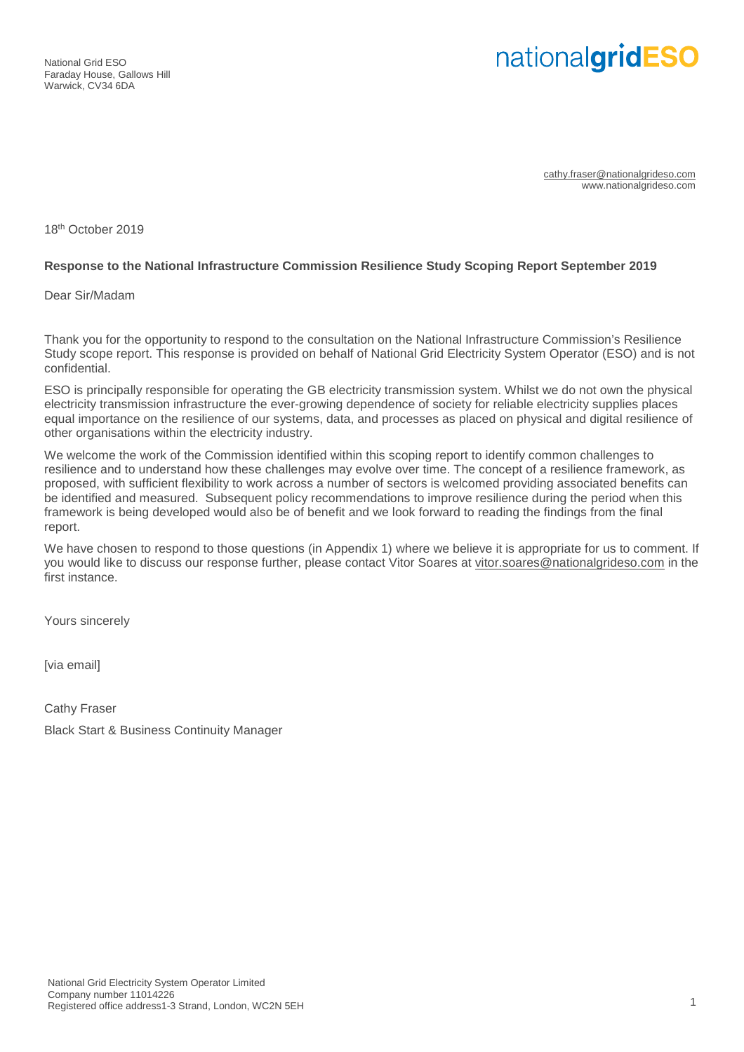National Grid ESO
Faraday House, Gallows Hill
Warwick, CV34 6DA

nationalgridESO

cathy.fraser@nationalgrideso.com
www.nationalgrideso.com

18th October 2019

**Response to the National Infrastructure Commission Resilience Study Scoping Report September 2019**

Dear Sir/Madam

Thank you for the opportunity to respond to the consultation on the National Infrastructure Commission's Resilience Study scope report. This response is provided on behalf of National Grid Electricity System Operator (ESO) and is not confidential.

ESO is principally responsible for operating the GB electricity transmission system. Whilst we do not own the physical electricity transmission infrastructure the ever-growing dependence of society for reliable electricity supplies places equal importance on the resilience of our systems, data, and processes as placed on physical and digital resilience of other organisations within the electricity industry.

We welcome the work of the Commission identified within this scoping report to identify common challenges to resilience and to understand how these challenges may evolve over time. The concept of a resilience framework, as proposed, with sufficient flexibility to work across a number of sectors is welcomed providing associated benefits can be identified and measured. Subsequent policy recommendations to improve resilience during the period when this framework is being developed would also be of benefit and we look forward to reading the findings from the final report.

We have chosen to respond to those questions (in Appendix 1) where we believe it is appropriate for us to comment. If you would like to discuss our response further, please contact Vitor Soares at vitor.soares@nationalgrideso.com in the first instance.

Yours sincerely

[via email]

Cathy Fraser

Black Start & Business Continuity Manager

National Grid Electricity System Operator Limited
Company number 11014226
Registered office address1-3 Strand, London, WC2N 5EH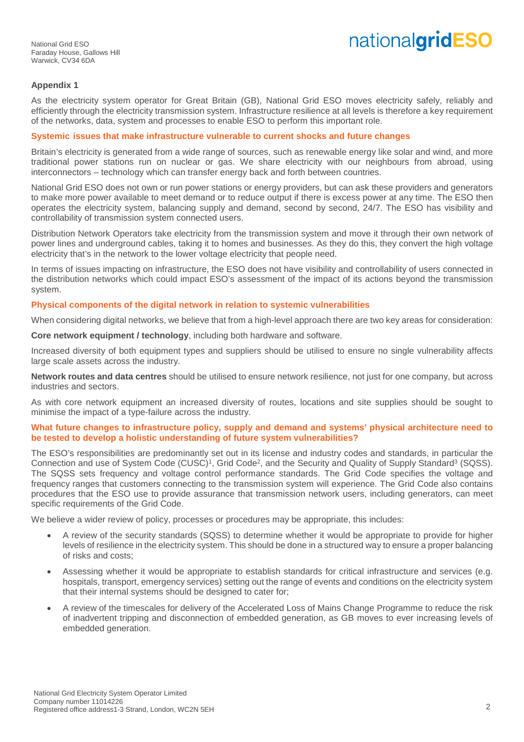National Grid ESO
Faraday House, Gallows Hill
Warwick, CV34 6DA

## Appendix 1

As the electricity system operator for Great Britain (GB), National Grid ESO moves electricity safely, reliably and efficiently through the electricity transmission system. Infrastructure resilience at all levels is therefore a key requirement of the networks, data, system and processes to enable ESO to perform this important role.

### Systemic issues that make infrastructure vulnerable to current shocks and future changes

Britain's electricity is generated from a wide range of sources, such as renewable energy like solar and wind, and more traditional power stations run on nuclear or gas. We share electricity with our neighbours from abroad, using interconnectors – technology which can transfer energy back and forth between countries.

National Grid ESO does not own or run power stations or energy providers, but can ask these providers and generators to make more power available to meet demand or to reduce output if there is excess power at any time. The ESO then operates the electricity system, balancing supply and demand, second by second, 24/7. The ESO has visibility and controllability of transmission system connected users.

Distribution Network Operators take electricity from the transmission system and move it through their own network of power lines and underground cables, taking it to homes and businesses. As they do this, they convert the high voltage electricity that's in the network to the lower voltage electricity that people need.

In terms of issues impacting on infrastructure, the ESO does not have visibility and controllability of users connected in the distribution networks which could impact ESO's assessment of the impact of its actions beyond the transmission system.

### Physical components of the digital network in relation to systemic vulnerabilities

When considering digital networks, we believe that from a high-level approach there are two key areas for consideration:

**Core network equipment / technology**, including both hardware and software.

Increased diversity of both equipment types and suppliers should be utilised to ensure no single vulnerability affects large scale assets across the industry.

**Network routes and data centres** should be utilised to ensure network resilience, not just for one company, but across industries and sectors.

As with core network equipment an increased diversity of routes, locations and site supplies should be sought to minimise the impact of a type-failure across the industry.

### What future changes to infrastructure policy, supply and demand and systems' physical architecture need to be tested to develop a holistic understanding of future system vulnerabilities?

The ESO's responsibilities are predominantly set out in its license and industry codes and standards, in particular the Connection and use of System Code (CUSC)[1], Grid Code[2], and the Security and Quality of Supply Standard[3] (SQSS). The SQSS sets frequency and voltage control performance standards. The Grid Code specifies the voltage and frequency ranges that customers connecting to the transmission system will experience. The Grid Code also contains procedures that the ESO use to provide assurance that transmission network users, including generators, can meet specific requirements of the Grid Code.

We believe a wider review of policy, processes or procedures may be appropriate, this includes:

- A review of the security standards (SQSS) to determine whether it would be appropriate to provide for higher levels of resilience in the electricity system. This should be done in a structured way to ensure a proper balancing of risks and costs;
- Assessing whether it would be appropriate to establish standards for critical infrastructure and services (e.g. hospitals, transport, emergency services) setting out the range of events and conditions on the electricity system that their internal systems should be designed to cater for;
- A review of the timescales for delivery of the Accelerated Loss of Mains Change Programme to reduce the risk of inadvertent tripping and disconnection of embedded generation, as GB moves to ever increasing levels of embedded generation.

National Grid Electricity System Operator Limited
Company number 11014226
Registered office address1-3 Strand, London, WC2N 5EH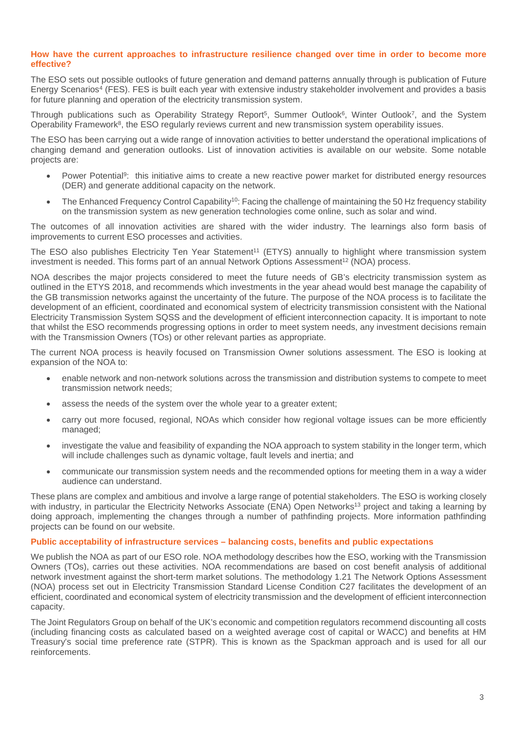### How have the current approaches to infrastructure resilience changed over time in order to become more effective?

The ESO sets out possible outlooks of future generation and demand patterns annually through is publication of Future Energy Scenarios[4] (FES). FES is built each year with extensive industry stakeholder involvement and provides a basis for future planning and operation of the electricity transmission system.

Through publications such as Operability Strategy Report[5], Summer Outlook[6], Winter Outlook[7], and the System Operability Framework[8], the ESO regularly reviews current and new transmission system operability issues.

The ESO has been carrying out a wide range of innovation activities to better understand the operational implications of changing demand and generation outlooks. List of innovation activities is available on our website. Some notable projects are:

- Power Potential[9]: this initiative aims to create a new reactive power market for distributed energy resources (DER) and generate additional capacity on the network.
- The Enhanced Frequency Control Capability[10]: Facing the challenge of maintaining the 50 Hz frequency stability on the transmission system as new generation technologies come online, such as solar and wind.

The outcomes of all innovation activities are shared with the wider industry. The learnings also form basis of improvements to current ESO processes and activities.

The ESO also publishes Electricity Ten Year Statement[11] (ETYS) annually to highlight where transmission system investment is needed. This forms part of an annual Network Options Assessment[12] (NOA) process.

NOA describes the major projects considered to meet the future needs of GB's electricity transmission system as outlined in the ETYS 2018, and recommends which investments in the year ahead would best manage the capability of the GB transmission networks against the uncertainty of the future. The purpose of the NOA process is to facilitate the development of an efficient, coordinated and economical system of electricity transmission consistent with the National Electricity Transmission System SQSS and the development of efficient interconnection capacity. It is important to note that whilst the ESO recommends progressing options in order to meet system needs, any investment decisions remain with the Transmission Owners (TOs) or other relevant parties as appropriate.

The current NOA process is heavily focused on Transmission Owner solutions assessment. The ESO is looking at expansion of the NOA to:

- enable network and non-network solutions across the transmission and distribution systems to compete to meet transmission network needs;
- assess the needs of the system over the whole year to a greater extent;
- carry out more focused, regional, NOAs which consider how regional voltage issues can be more efficiently managed;
- investigate the value and feasibility of expanding the NOA approach to system stability in the longer term, which will include challenges such as dynamic voltage, fault levels and inertia; and
- communicate our transmission system needs and the recommended options for meeting them in a way a wider audience can understand.

These plans are complex and ambitious and involve a large range of potential stakeholders. The ESO is working closely with industry, in particular the Electricity Networks Associate (ENA) Open Networks[13] project and taking a learning by doing approach, implementing the changes through a number of pathfinding projects. More information pathfinding projects can be found on our website.

### Public acceptability of infrastructure services – balancing costs, benefits and public expectations

We publish the NOA as part of our ESO role. NOA methodology describes how the ESO, working with the Transmission Owners (TOs), carries out these activities. NOA recommendations are based on cost benefit analysis of additional network investment against the short-term market solutions. The methodology 1.21 The Network Options Assessment (NOA) process set out in Electricity Transmission Standard License Condition C27 facilitates the development of an efficient, coordinated and economical system of electricity transmission and the development of efficient interconnection capacity.

The Joint Regulators Group on behalf of the UK's economic and competition regulators recommend discounting all costs (including financing costs as calculated based on a weighted average cost of capital or WACC) and benefits at HM Treasury's social time preference rate (STPR). This is known as the Spackman approach and is used for all our reinforcements.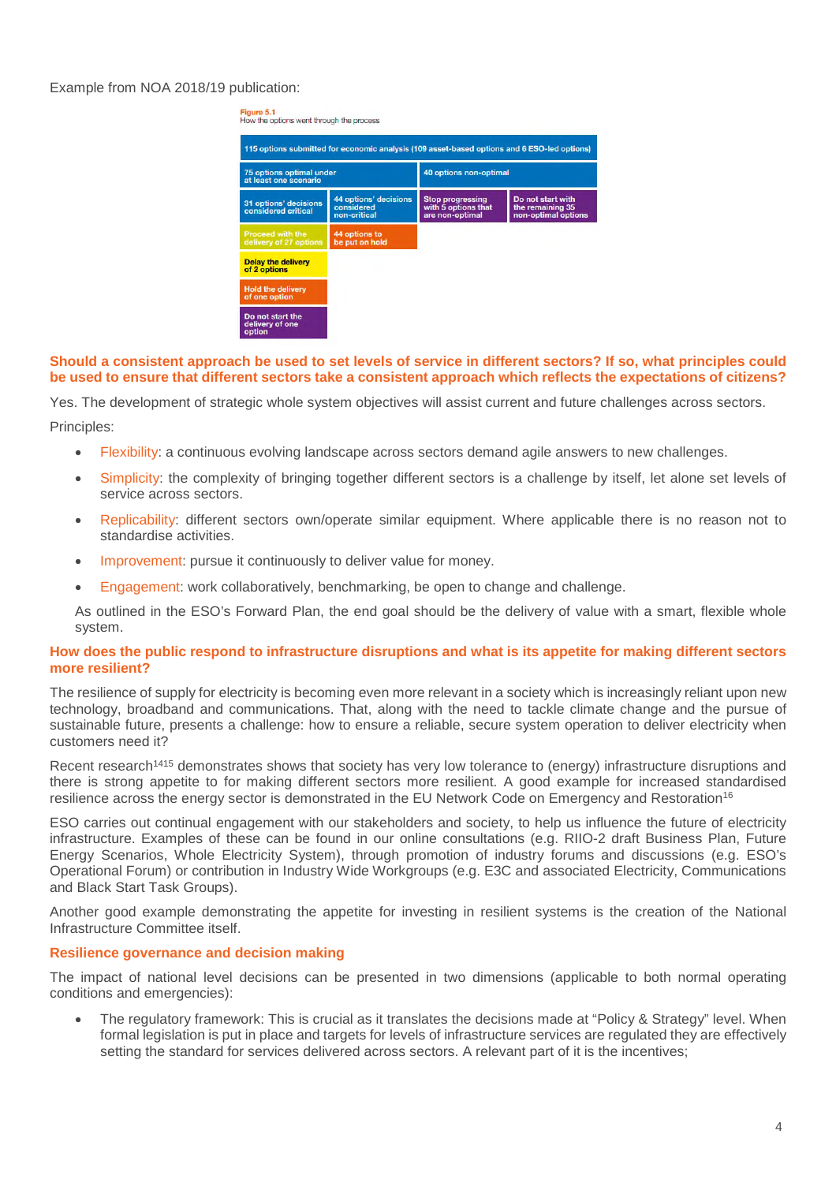Example from NOA 2018/19 publication:

Figure 5.1
How the options went through the process

| 115 options submitted for economic analysis (109 asset-based options and 6 ESO-led options) | | | |
|---|---|---|---|
| 75 options optimal under at least one scenario | | 40 options non-optimal | |
| 31 options' decisions considered critical | 44 options' decisions considered non-critical | Stop progressing with 5 options that are non-optimal | Do not start with the remaining 35 non-optimal options |
| Proceed with the delivery of 27 options | 44 options to be put on hold | | |
| Delay the delivery of 2 options | | | |
| Hold the delivery of one option | | | |
| Do not start the delivery of one option | | | |

**Should a consistent approach be used to set levels of service in different sectors? If so, what principles could be used to ensure that different sectors take a consistent approach which reflects the expectations of citizens?**

Yes. The development of strategic whole system objectives will assist current and future challenges across sectors.

Principles:

- Flexibility: a continuous evolving landscape across sectors demand agile answers to new challenges.
- Simplicity: the complexity of bringing together different sectors is a challenge by itself, let alone set levels of service across sectors.
- Replicability: different sectors own/operate similar equipment. Where applicable there is no reason not to standardise activities.
- Improvement: pursue it continuously to deliver value for money.
- Engagement: work collaboratively, benchmarking, be open to change and challenge.

As outlined in the ESO's Forward Plan, the end goal should be the delivery of value with a smart, flexible whole system.

**How does the public respond to infrastructure disruptions and what is its appetite for making different sectors more resilient?**

The resilience of supply for electricity is becoming even more relevant in a society which is increasingly reliant upon new technology, broadband and communications. That, along with the need to tackle climate change and the pursue of sustainable future, presents a challenge: how to ensure a reliable, secure system operation to deliver electricity when customers need it?

Recent research[14][15] demonstrates shows that society has very low tolerance to (energy) infrastructure disruptions and there is strong appetite to for making different sectors more resilient. A good example for increased standardised resilience across the energy sector is demonstrated in the EU Network Code on Emergency and Restoration[16]

ESO carries out continual engagement with our stakeholders and society, to help us influence the future of electricity infrastructure. Examples of these can be found in our online consultations (e.g. RIIO-2 draft Business Plan, Future Energy Scenarios, Whole Electricity System), through promotion of industry forums and discussions (e.g. ESO's Operational Forum) or contribution in Industry Wide Workgroups (e.g. E3C and associated Electricity, Communications and Black Start Task Groups).

Another good example demonstrating the appetite for investing in resilient systems is the creation of the National Infrastructure Committee itself.

**Resilience governance and decision making**

The impact of national level decisions can be presented in two dimensions (applicable to both normal operating conditions and emergencies):

- The regulatory framework: This is crucial as it translates the decisions made at "Policy & Strategy" level. When formal legislation is put in place and targets for levels of infrastructure services are regulated they are effectively setting the standard for services delivered across sectors. A relevant part of it is the incentives;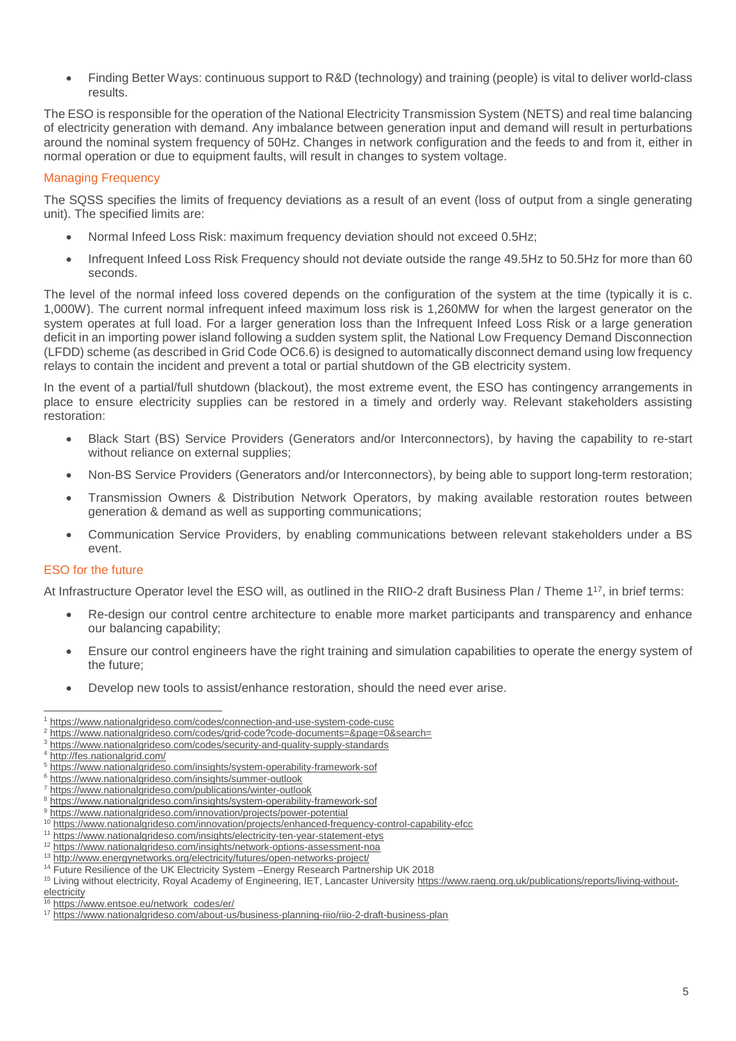- Finding Better Ways: continuous support to R&D (technology) and training (people) is vital to deliver world-class results.

The ESO is responsible for the operation of the National Electricity Transmission System (NETS) and real time balancing of electricity generation with demand. Any imbalance between generation input and demand will result in perturbations around the nominal system frequency of 50Hz. Changes in network configuration and the feeds to and from it, either in normal operation or due to equipment faults, will result in changes to system voltage.

## Managing Frequency

The SQSS specifies the limits of frequency deviations as a result of an event (loss of output from a single generating unit). The specified limits are:

- Normal Infeed Loss Risk: maximum frequency deviation should not exceed 0.5Hz;
- Infrequent Infeed Loss Risk Frequency should not deviate outside the range 49.5Hz to 50.5Hz for more than 60 seconds.

The level of the normal infeed loss covered depends on the configuration of the system at the time (typically it is c. 1,000W). The current normal infrequent infeed maximum loss risk is 1,260MW for when the largest generator on the system operates at full load. For a larger generation loss than the Infrequent Infeed Loss Risk or a large generation deficit in an importing power island following a sudden system split, the National Low Frequency Demand Disconnection (LFDD) scheme (as described in Grid Code OC6.6) is designed to automatically disconnect demand using low frequency relays to contain the incident and prevent a total or partial shutdown of the GB electricity system.

In the event of a partial/full shutdown (blackout), the most extreme event, the ESO has contingency arrangements in place to ensure electricity supplies can be restored in a timely and orderly way. Relevant stakeholders assisting restoration:

- Black Start (BS) Service Providers (Generators and/or Interconnectors), by having the capability to re-start without reliance on external supplies;
- Non-BS Service Providers (Generators and/or Interconnectors), by being able to support long-term restoration;
- Transmission Owners & Distribution Network Operators, by making available restoration routes between generation & demand as well as supporting communications;
- Communication Service Providers, by enabling communications between relevant stakeholders under a BS event.

## ESO for the future

At Infrastructure Operator level the ESO will, as outlined in the RIIO-2 draft Business Plan / Theme 1[17], in brief terms:

- Re-design our control centre architecture to enable more market participants and transparency and enhance our balancing capability;
- Ensure our control engineers have the right training and simulation capabilities to operate the energy system of the future;
- Develop new tools to assist/enhance restoration, should the need ever arise.

---

[1] https://www.nationalgrideso.com/codes/connection-and-use-system-code-cusc
[2] https://www.nationalgrideso.com/codes/grid-code?code-documents=&page=0&search=
[3] https://www.nationalgrideso.com/codes/security-and-quality-supply-standards
[4] http://fes.nationalgrid.com/
[5] https://www.nationalgrideso.com/insights/system-operability-framework-sof
[6] https://www.nationalgrideso.com/insights/summer-outlook
[7] https://www.nationalgrideso.com/publications/winter-outlook
[8] https://www.nationalgrideso.com/insights/system-operability-framework-sof
[9] https://www.nationalgrideso.com/innovation/projects/power-potential
[10] https://www.nationalgrideso.com/innovation/projects/enhanced-frequency-control-capability-efcc
[11] https://www.nationalgrideso.com/insights/electricity-ten-year-statement-etys
[12] https://www.nationalgrideso.com/insights/network-options-assessment-noa
[13] http://www.energynetworks.org/electricity/futures/open-networks-project/
[14] Future Resilience of the UK Electricity System –Energy Research Partnership UK 2018
[15] Living without electricity, Royal Academy of Engineering, IET, Lancaster University https://www.raeng.org.uk/publications/reports/living-without-electricity
[16] https://www.entsoe.eu/network_codes/er/
[17] https://www.nationalgrideso.com/about-us/business-planning-riio/riio-2-draft-business-plan